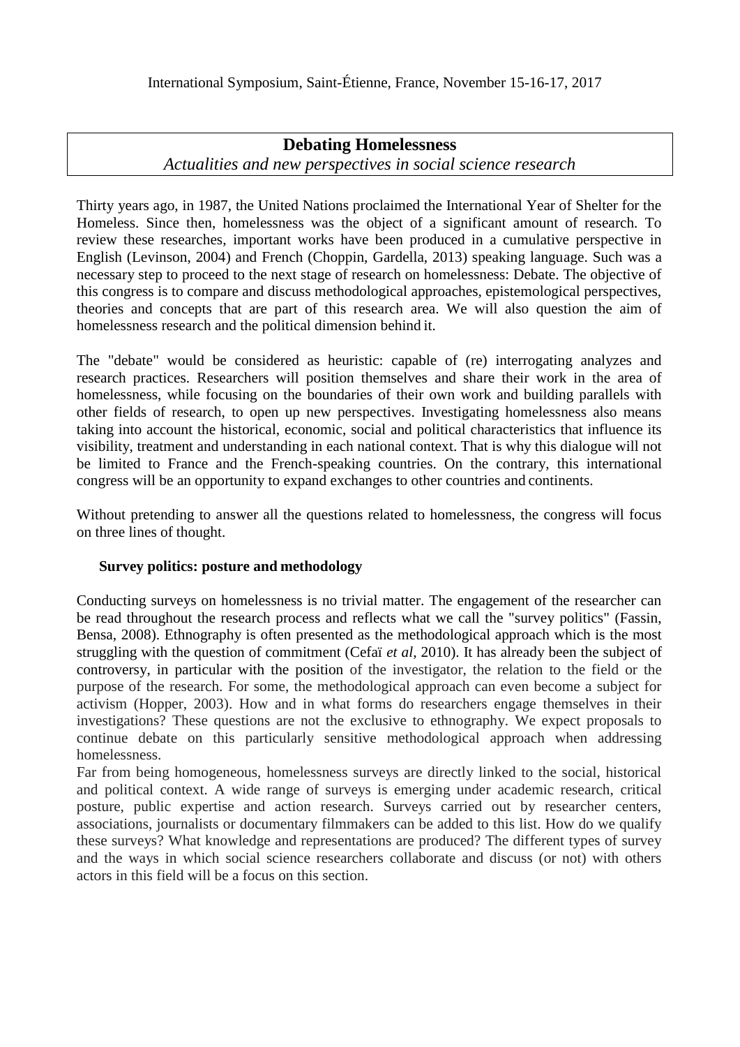International Symposium, Saint-Étienne, France, November 15-16-17, 2017

# Debating Homelessness

*Actualities and new perspectives in social science research*

Thirty years ago, in 1987, the United Nations proclaimed the International Year of Shelter for the Homeless. Since then, homelessness was the object of a significant amount of research. To review these researches, important works have been produced in a cumulative perspective in English (Levinson, 2004) and French (Choppin, Gardella, 2013) speaking language. Such was a necessary step to proceed to the next stage of research on homelessness: Debate. The objective of this congress is to compare and discuss methodological approaches, epistemological perspectives, theories and concepts that are part of this research area. We will also question the aim of homelessness research and the political dimension behind it.

The "debate" would be considered as heuristic: capable of (re) interrogating analyzes and research practices. Researchers will position themselves and share their work in the area of homelessness, while focusing on the boundaries of their own work and building parallels with other fields of research, to open up new perspectives. Investigating homelessness also means taking into account the historical, economic, social and political characteristics that influence its visibility, treatment and understanding in each national context. That is why this dialogue will not be limited to France and the French-speaking countries. On the contrary, this international congress will be an opportunity to expand exchanges to other countries and continents.

Without pretending to answer all the questions related to homelessness, the congress will focus on three lines of thought.

**Survey politics: posture and methodology**

Conducting surveys on homelessness is no trivial matter. The engagement of the researcher can be read throughout the research process and reflects what we call the "survey politics" (Fassin, Bensa, 2008). Ethnography is often presented as the methodological approach which is the most struggling with the question of commitment (Cefaï *et al*, 2010). It has already been the subject of controversy, in particular with the position of the investigator, the relation to the field or the purpose of the research. For some, the methodological approach can even become a subject for activism (Hopper, 2003). How and in what forms do researchers engage themselves in their investigations? These questions are not the exclusive to ethnography. We expect proposals to continue debate on this particularly sensitive methodological approach when addressing homelessness.

Far from being homogeneous, homelessness surveys are directly linked to the social, historical and political context. A wide range of surveys is emerging under academic research, critical posture, public expertise and action research. Surveys carried out by researcher centers, associations, journalists or documentary filmmakers can be added to this list. How do we qualify these surveys? What knowledge and representations are produced? The different types of survey and the ways in which social science researchers collaborate and discuss (or not) with others actors in this field will be a focus on this section.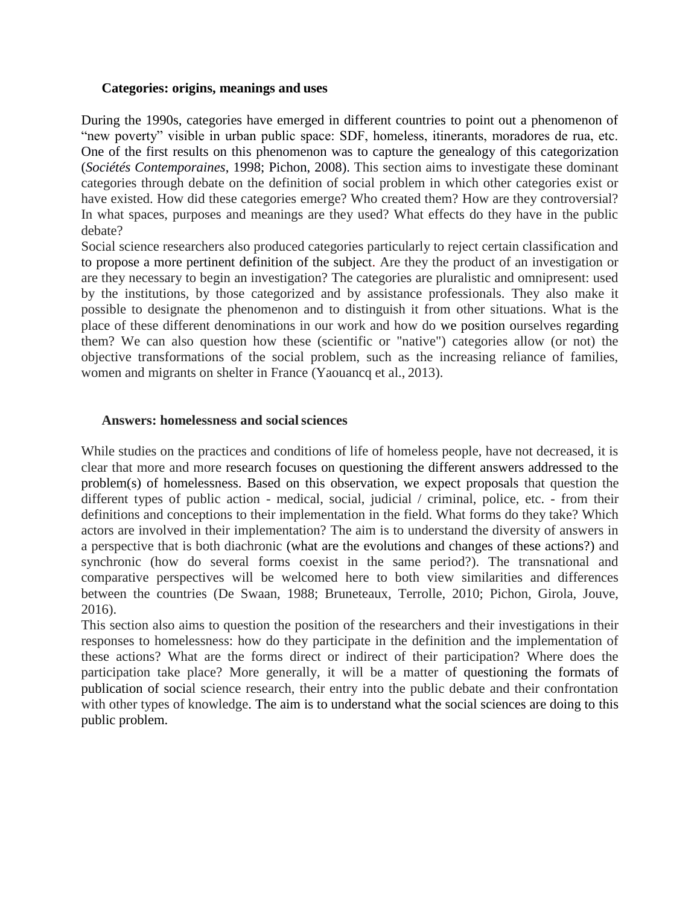### Categories: origins, meanings and uses

During the 1990s, categories have emerged in different countries to point out a phenomenon of "new poverty" visible in urban public space: SDF, homeless, itinerants, moradores de rua, etc. One of the first results on this phenomenon was to capture the genealogy of this categorization (*Sociétés Contemporaines*, 1998; Pichon, 2008). This section aims to investigate these dominant categories through debate on the definition of social problem in which other categories exist or have existed. How did these categories emerge? Who created them? How are they controversial? In what spaces, purposes and meanings are they used? What effects do they have in the public debate?

Social science researchers also produced categories particularly to reject certain classification and to propose a more pertinent definition of the subject. Are they the product of an investigation or are they necessary to begin an investigation? The categories are pluralistic and omnipresent: used by the institutions, by those categorized and by assistance professionals. They also make it possible to designate the phenomenon and to distinguish it from other situations. What is the place of these different denominations in our work and how do we position ourselves regarding them? We can also question how these (scientific or "native") categories allow (or not) the objective transformations of the social problem, such as the increasing reliance of families, women and migrants on shelter in France (Yaouancq et al., 2013).

### Answers: homelessness and social sciences

While studies on the practices and conditions of life of homeless people, have not decreased, it is clear that more and more research focuses on questioning the different answers addressed to the problem(s) of homelessness. Based on this observation, we expect proposals that question the different types of public action - medical, social, judicial / criminal, police, etc. - from their definitions and conceptions to their implementation in the field. What forms do they take? Which actors are involved in their implementation? The aim is to understand the diversity of answers in a perspective that is both diachronic (what are the evolutions and changes of these actions?) and synchronic (how do several forms coexist in the same period?). The transnational and comparative perspectives will be welcomed here to both view similarities and differences between the countries (De Swaan, 1988; Bruneteaux, Terrolle, 2010; Pichon, Girola, Jouve, 2016).

This section also aims to question the position of the researchers and their investigations in their responses to homelessness: how do they participate in the definition and the implementation of these actions? What are the forms direct or indirect of their participation? Where does the participation take place? More generally, it will be a matter of questioning the formats of publication of social science research, their entry into the public debate and their confrontation with other types of knowledge. The aim is to understand what the social sciences are doing to this public problem.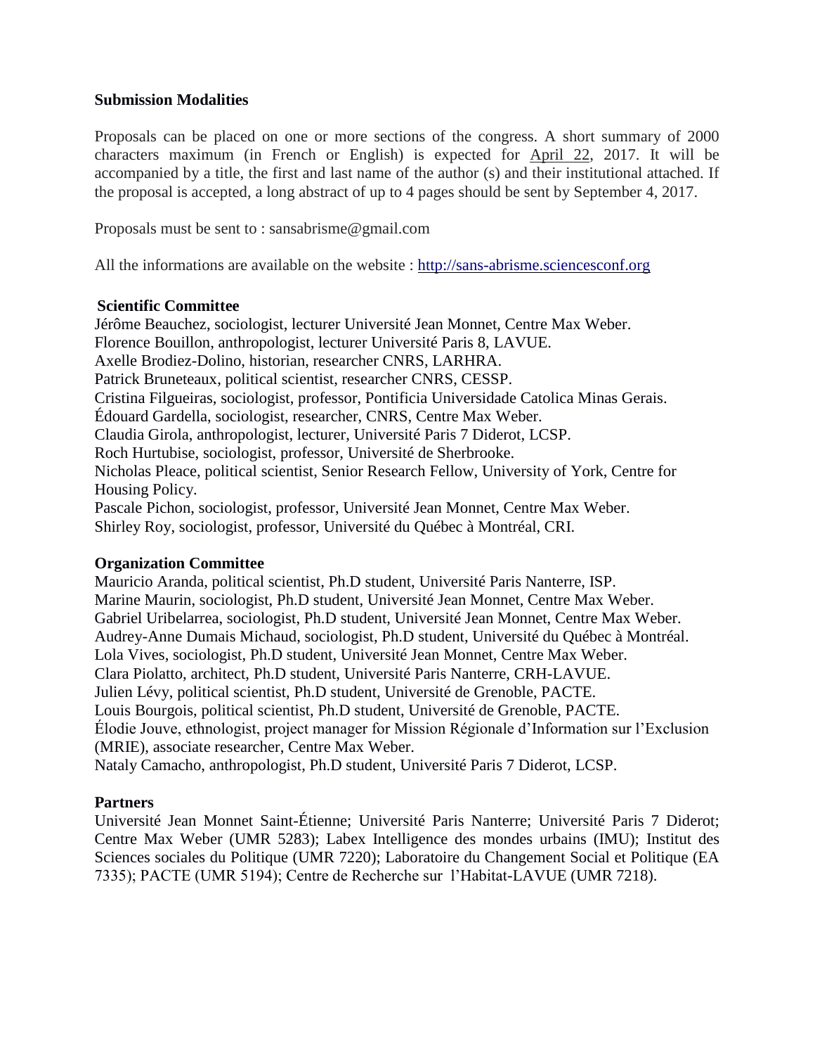**Submission Modalities**

Proposals can be placed on one or more sections of the congress. A short summary of 2000 characters maximum (in French or English) is expected for April 22, 2017. It will be accompanied by a title, the first and last name of the author (s) and their institutional attached. If the proposal is accepted, a long abstract of up to 4 pages should be sent by September 4, 2017.

Proposals must be sent to : sansabrisme@gmail.com

All the informations are available on the website : [http://sans-abrisme.sciencesconf.org](http://sans-abrisme.sciencesconf.org)

**Scientific Committee**

Jérôme Beauchez, sociologist, lecturer Université Jean Monnet, Centre Max Weber.
Florence Bouillon, anthropologist, lecturer Université Paris 8, LAVUE.
Axelle Brodiez-Dolino, historian, researcher CNRS, LARHRA.
Patrick Bruneteaux, political scientist, researcher CNRS, CESSP.
Cristina Filgueiras, sociologist, professor, Pontificia Universidade Catolica Minas Gerais.
Édouard Gardella, sociologist, researcher, CNRS, Centre Max Weber.
Claudia Girola, anthropologist, lecturer, Université Paris 7 Diderot, LCSP.
Roch Hurtubise, sociologist, professor, Université de Sherbrooke.
Nicholas Pleace, political scientist, Senior Research Fellow, University of York, Centre for Housing Policy.
Pascale Pichon, sociologist, professor, Université Jean Monnet, Centre Max Weber.
Shirley Roy, sociologist, professor, Université du Québec à Montréal, CRI.

**Organization Committee**

Mauricio Aranda, political scientist, Ph.D student, Université Paris Nanterre, ISP.
Marine Maurin, sociologist, Ph.D student, Université Jean Monnet, Centre Max Weber.
Gabriel Uribelarrea, sociologist, Ph.D student, Université Jean Monnet, Centre Max Weber.
Audrey-Anne Dumais Michaud, sociologist, Ph.D student, Université du Québec à Montréal.
Lola Vives, sociologist, Ph.D student, Université Jean Monnet, Centre Max Weber.
Clara Piolatto, architect, Ph.D student, Université Paris Nanterre, CRH-LAVUE.
Julien Lévy, political scientist, Ph.D student, Université de Grenoble, PACTE.
Louis Bourgois, political scientist, Ph.D student, Université de Grenoble, PACTE.
Élodie Jouve, ethnologist, project manager for Mission Régionale d'Information sur l'Exclusion (MRIE), associate researcher, Centre Max Weber.
Nataly Camacho, anthropologist, Ph.D student, Université Paris 7 Diderot, LCSP.

**Partners**

Université Jean Monnet Saint-Étienne; Université Paris Nanterre; Université Paris 7 Diderot; Centre Max Weber (UMR 5283); Labex Intelligence des mondes urbains (IMU); Institut des Sciences sociales du Politique (UMR 7220); Laboratoire du Changement Social et Politique (EA 7335); PACTE (UMR 5194); Centre de Recherche sur l'Habitat-LAVUE (UMR 7218).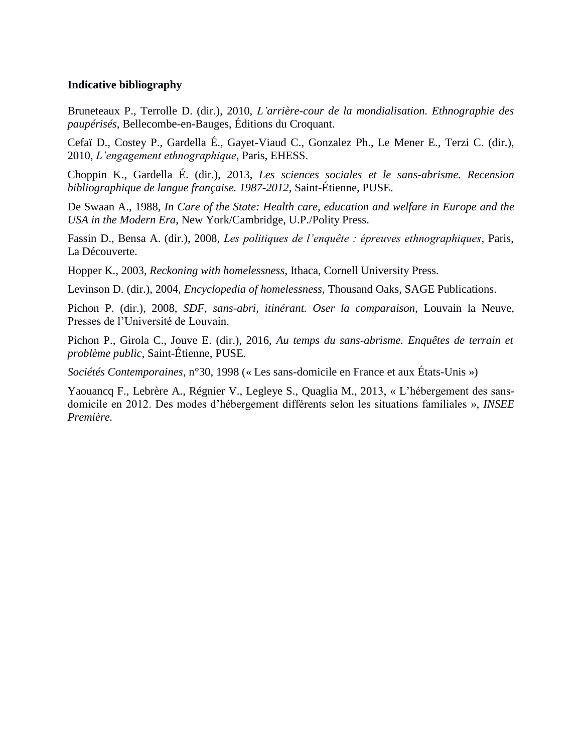**Indicative bibliography**

Bruneteaux P., Terrolle D. (dir.), 2010, *L'arrière-cour de la mondialisation. Ethnographie des paupérisés*, Bellecombe-en-Bauges, Éditions du Croquant.

Cefaï D., Costey P., Gardella É., Gayet-Viaud C., Gonzalez Ph., Le Mener E., Terzi C. (dir.), 2010, *L'engagement ethnographique*, Paris, EHESS.

Choppin K., Gardella É. (dir.), 2013, *Les sciences sociales et le sans-abrisme. Recension bibliographique de langue française. 1987-2012*, Saint-Étienne, PUSE.

De Swaan A., 1988, *In Care of the State: Health care, education and welfare in Europe and the USA in the Modern Era*, New York/Cambridge, U.P./Polity Press.

Fassin D., Bensa A. (dir.), 2008, *Les politiques de l'enquête : épreuves ethnographiques*, Paris, La Découverte.

Hopper K., 2003, *Reckoning with homelessness*, Ithaca, Cornell University Press.

Levinson D. (dir.), 2004, *Encyclopedia of homelessness*, Thousand Oaks, SAGE Publications.

Pichon P. (dir.), 2008, *SDF, sans-abri, itinérant. Oser la comparaison*, Louvain la Neuve, Presses de l'Université de Louvain.

Pichon P., Girola C., Jouve E. (dir.), 2016, *Au temps du sans-abrisme. Enquêtes de terrain et problème public*, Saint-Étienne, PUSE.

*Sociétés Contemporaines*, n°30, 1998 (« Les sans-domicile en France et aux États-Unis »)

Yaouancq F., Lebrère A., Régnier V., Legleye S., Quaglia M., 2013, « L'hébergement des sans-domicile en 2012. Des modes d'hébergement différents selon les situations familiales », *INSEE Première.*